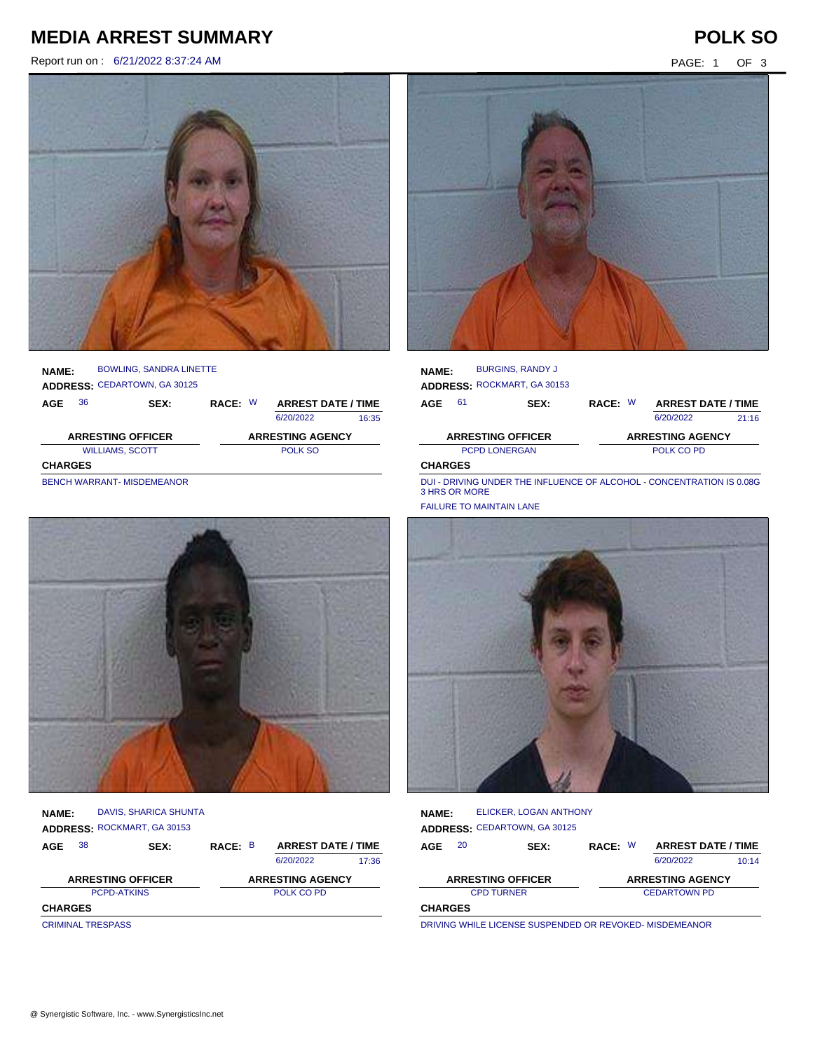# MEDIA ARREST SUMMARY

## POLK SO

Report run on : 6/21/2022 8:37:24 AM

**NAME:** BOWLING, SANDRA LINETTE
**ADDRESS:** CEDARTOWN, GA 30125

| AGE | SEX: | RACE: | ARREST DATE / TIME | |
|---|---|---|---|---|
| 36 | | W | 6/20/2022 | 16:35 |

| ARRESTING OFFICER | ARRESTING AGENCY |
|---|---|
| WILLIAMS, SCOTT | POLK SO |

**CHARGES**

BENCH WARRANT- MISDEMEANOR

**NAME:** BURGINS, RANDY J
**ADDRESS:** ROCKMART, GA 30153

| AGE | SEX: | RACE: | ARREST DATE / TIME | |
|---|---|---|---|---|
| 61 | | W | 6/20/2022 | 21:16 |

| ARRESTING OFFICER | ARRESTING AGENCY |
|---|---|
| PCPD LONERGAN | POLK CO PD |

**CHARGES**

DUI - DRIVING UNDER THE INFLUENCE OF ALCOHOL - CONCENTRATION IS 0.08G 3 HRS OR MORE

FAILURE TO MAINTAIN LANE

**NAME:** DAVIS, SHARICA SHUNTA
**ADDRESS:** ROCKMART, GA 30153

| AGE | SEX: | RACE: | ARREST DATE / TIME | |
|---|---|---|---|---|
| 38 | | B | 6/20/2022 | 17:36 |

| ARRESTING OFFICER | ARRESTING AGENCY |
|---|---|
| PCPD-ATKINS | POLK CO PD |

**CHARGES**

CRIMINAL TRESPASS

**NAME:** ELICKER, LOGAN ANTHONY
**ADDRESS:** CEDARTOWN, GA 30125

| AGE | SEX: | RACE: | ARREST DATE / TIME | |
|---|---|---|---|---|
| 20 | | W | 6/20/2022 | 10:14 |

| ARRESTING OFFICER | ARRESTING AGENCY |
|---|---|
| CPD TURNER | CEDARTOWN PD |

**CHARGES**

DRIVING WHILE LICENSE SUSPENDED OR REVOKED- MISDEMEANOR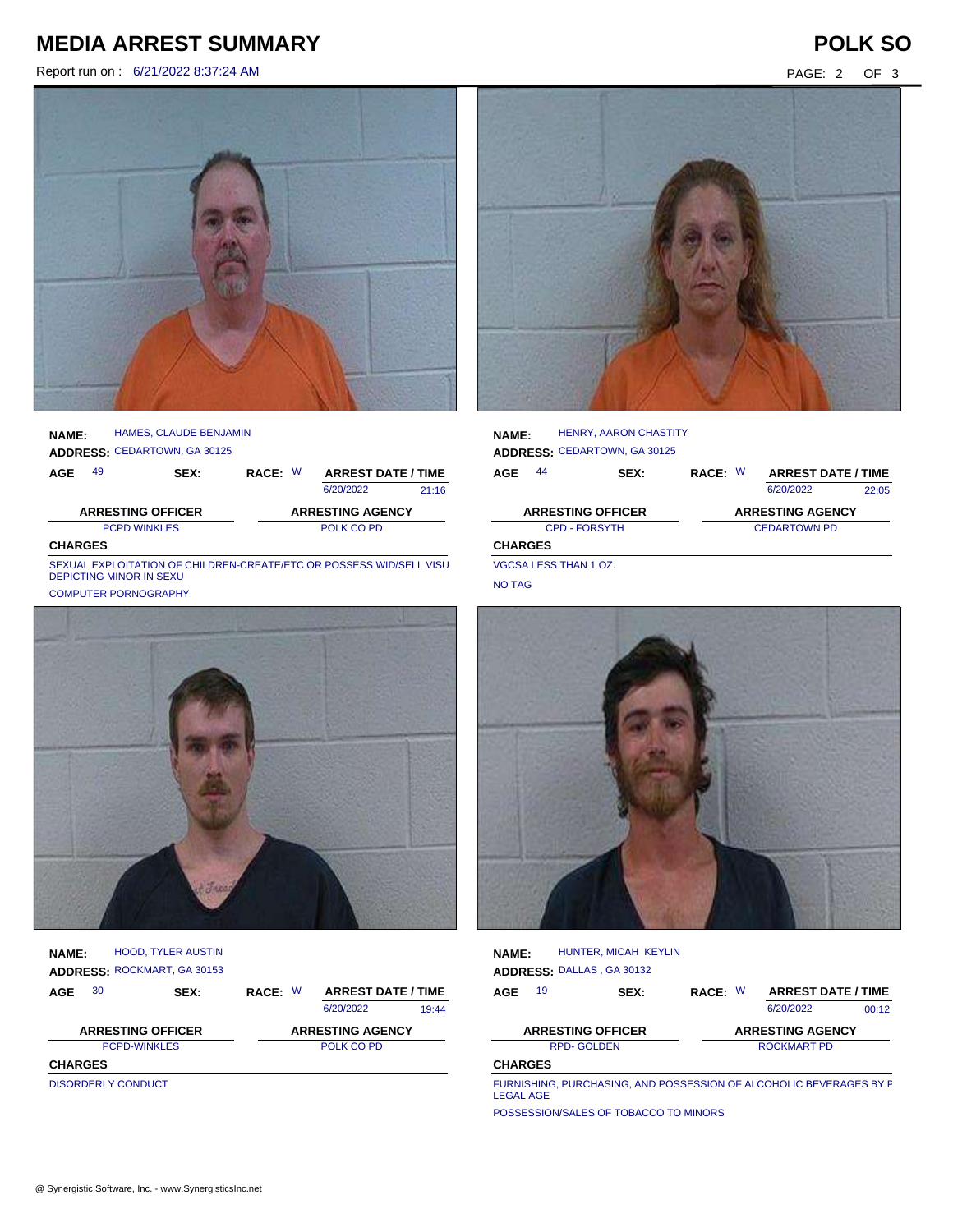# MEDIA ARREST SUMMARY

**POLK SO**

Report run on : 6/21/2022 8:37:24 AM

**NAME:** HAMES, CLAUDE BENJAMIN
**ADDRESS:** CEDARTOWN, GA 30125

| AGE | SEX: | RACE: | ARREST DATE / TIME | |
|---|---|---|---|---|
| 49 | | W | 6/20/2022 | 21:16 |

| ARRESTING OFFICER | ARRESTING AGENCY |
|---|---|
| PCPD WINKLES | POLK CO PD |

**CHARGES**

SEXUAL EXPLOITATION OF CHILDREN-CREATE/ETC OR POSSESS WID/SELL VISU DEPICTING MINOR IN SEXU

COMPUTER PORNOGRAPHY

**NAME:** HENRY, AARON CHASTITY
**ADDRESS:** CEDARTOWN, GA 30125

| AGE | SEX: | RACE: | ARREST DATE / TIME | |
|---|---|---|---|---|
| 44 | | W | 6/20/2022 | 22:05 |

| ARRESTING OFFICER | ARRESTING AGENCY |
|---|---|
| CPD - FORSYTH | CEDARTOWN PD |

**CHARGES**

VGCSA LESS THAN 1 OZ.

NO TAG

**NAME:** HOOD, TYLER AUSTIN
**ADDRESS:** ROCKMART, GA 30153

| AGE | SEX: | RACE: | ARREST DATE / TIME | |
|---|---|---|---|---|
| 30 | | W | 6/20/2022 | 19:44 |

| ARRESTING OFFICER | ARRESTING AGENCY |
|---|---|
| PCPD-WINKLES | POLK CO PD |

**CHARGES**

DISORDERLY CONDUCT

**NAME:** HUNTER, MICAH KEYLIN
**ADDRESS:** DALLAS , GA 30132

| AGE | SEX: | RACE: | ARREST DATE / TIME | |
|---|---|---|---|---|
| 19 | | W | 6/20/2022 | 00:12 |

| ARRESTING OFFICER | ARRESTING AGENCY |
|---|---|
| RPD- GOLDEN | ROCKMART PD |

**CHARGES**

FURNISHING, PURCHASING, AND POSSESSION OF ALCOHOLIC BEVERAGES BY F LEGAL AGE

POSSESSION/SALES OF TOBACCO TO MINORS

@ Synergistic Software, Inc. - www.SynergisticsInc.net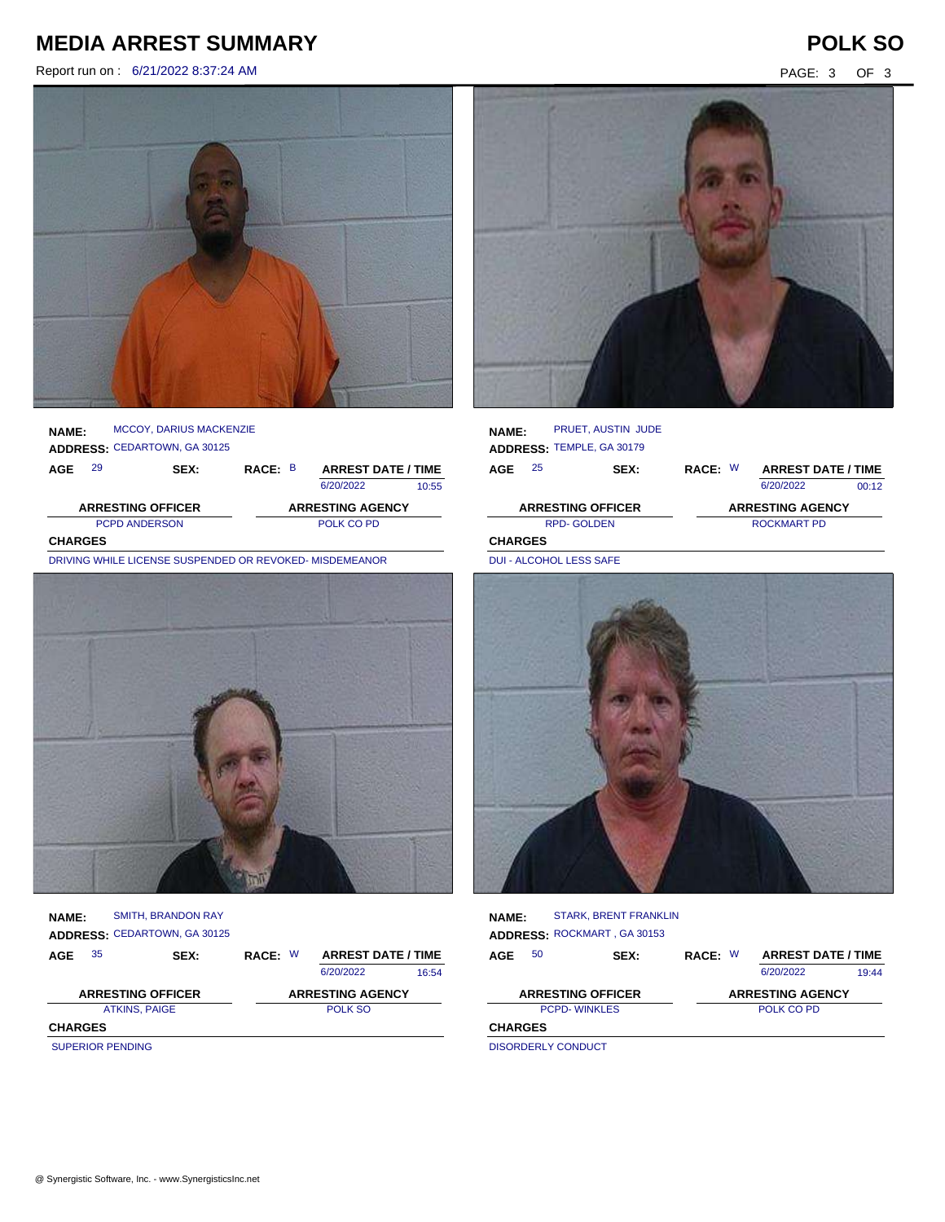# MEDIA ARREST SUMMARY

## POLK SO

Report run on : 6/21/2022 8:37:24 AM

**NAME:** MCCOY, DARIUS MACKENZIE
**ADDRESS:** CEDARTOWN, GA 30125
**AGE** 29 **SEX:** **RACE:** B

**ARREST DATE / TIME**
6/20/2022 10:55

**ARRESTING OFFICER**
PCPD ANDERSON

**ARRESTING AGENCY**
POLK CO PD

**CHARGES**
DRIVING WHILE LICENSE SUSPENDED OR REVOKED- MISDEMEANOR

---

**NAME:** PRUET, AUSTIN JUDE
**ADDRESS:** TEMPLE, GA 30179
**AGE** 25 **SEX:** **RACE:** W

**ARREST DATE / TIME**
6/20/2022 00:12

**ARRESTING OFFICER**
RPD- GOLDEN

**ARRESTING AGENCY**
ROCKMART PD

**CHARGES**
DUI - ALCOHOL LESS SAFE

---

**NAME:** SMITH, BRANDON RAY
**ADDRESS:** CEDARTOWN, GA 30125
**AGE** 35 **SEX:** **RACE:** W

**ARREST DATE / TIME**
6/20/2022 16:54

**ARRESTING OFFICER**
ATKINS, PAIGE

**ARRESTING AGENCY**
POLK SO

**CHARGES**
SUPERIOR PENDING

---

**NAME:** STARK, BRENT FRANKLIN
**ADDRESS:** ROCKMART , GA 30153
**AGE** 50 **SEX:** **RACE:** W

**ARREST DATE / TIME**
6/20/2022 19:44

**ARRESTING OFFICER**
PCPD- WINKLES

**ARRESTING AGENCY**
POLK CO PD

**CHARGES**
DISORDERLY CONDUCT

@ Synergistic Software, Inc. - www.SynergisticsInc.net